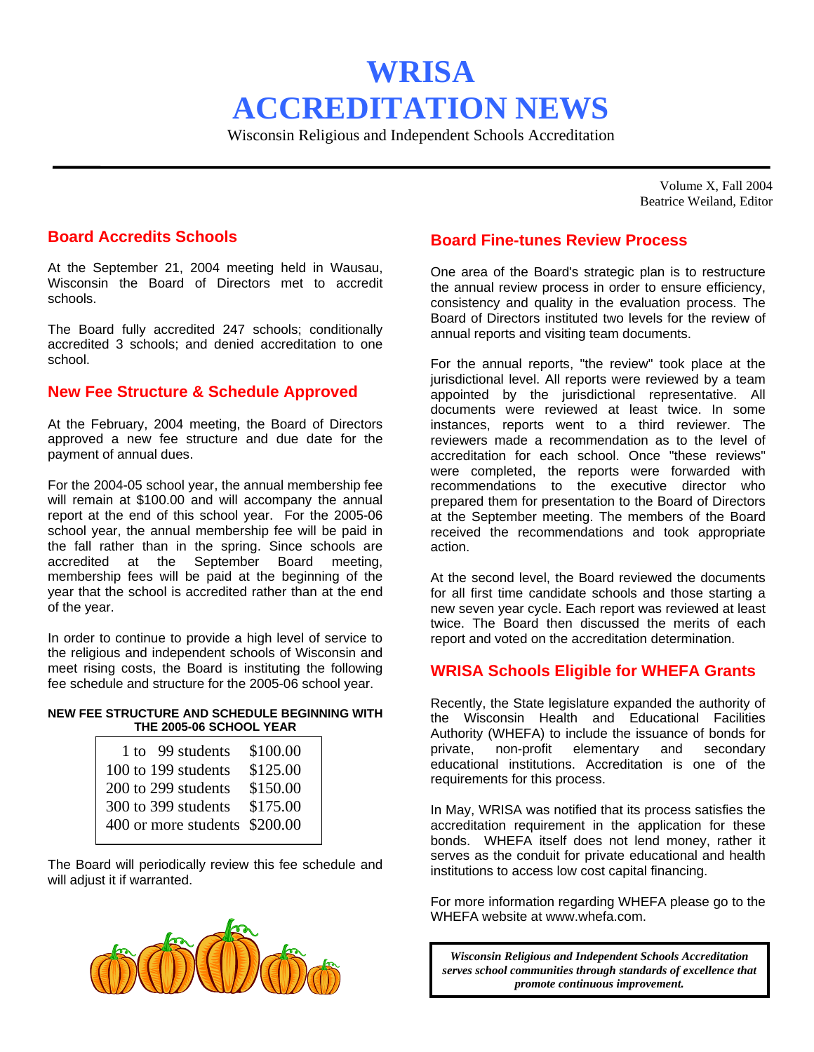# WRISA ACCREDITATION NEWS

Wisconsin Religious and Independent Schools Accreditation

Volume X, Fall 2004
Beatrice Weiland, Editor

## Board Accredits Schools

At the September 21, 2004 meeting held in Wausau, Wisconsin the Board of Directors met to accredit schools.

The Board fully accredited 247 schools; conditionally accredited 3 schools; and denied accreditation to one school.

## New Fee Structure & Schedule Approved

At the February, 2004 meeting, the Board of Directors approved a new fee structure and due date for the payment of annual dues.

For the 2004-05 school year, the annual membership fee will remain at $100.00 and will accompany the annual report at the end of this school year. For the 2005-06 school year, the annual membership fee will be paid in the fall rather than in the spring. Since schools are accredited at the September Board meeting, membership fees will be paid at the beginning of the year that the school is accredited rather than at the end of the year.

In order to continue to provide a high level of service to the religious and independent schools of Wisconsin and meet rising costs, the Board is instituting the following fee schedule and structure for the 2005-06 school year.

**NEW FEE STRUCTURE AND SCHEDULE BEGINNING WITH THE 2005-06 SCHOOL YEAR**

| Enrollment | Fee |
|---|---|
| 1 to 99 students | $100.00 |
| 100 to 199 students | $125.00 |
| 200 to 299 students | $150.00 |
| 300 to 399 students | $175.00 |
| 400 or more students | $200.00 |

The Board will periodically review this fee schedule and will adjust it if warranted.

## Board Fine-tunes Review Process

One area of the Board's strategic plan is to restructure the annual review process in order to ensure efficiency, consistency and quality in the evaluation process. The Board of Directors instituted two levels for the review of annual reports and visiting team documents.

For the annual reports, "the review" took place at the jurisdictional level. All reports were reviewed by a team appointed by the jurisdictional representative. All documents were reviewed at least twice. In some instances, reports went to a third reviewer. The reviewers made a recommendation as to the level of accreditation for each school. Once "these reviews" were completed, the reports were forwarded with recommendations to the executive director who prepared them for presentation to the Board of Directors at the September meeting. The members of the Board received the recommendations and took appropriate action.

At the second level, the Board reviewed the documents for all first time candidate schools and those starting a new seven year cycle. Each report was reviewed at least twice. The Board then discussed the merits of each report and voted on the accreditation determination.

## WRISA Schools Eligible for WHEFA Grants

Recently, the State legislature expanded the authority of the Wisconsin Health and Educational Facilities Authority (WHEFA) to include the issuance of bonds for private, non-profit elementary and secondary educational institutions. Accreditation is one of the requirements for this process.

In May, WRISA was notified that its process satisfies the accreditation requirement in the application for these bonds. WHEFA itself does not lend money, rather it serves as the conduit for private educational and health institutions to access low cost capital financing.

For more information regarding WHEFA please go to the WHEFA website at www.whefa.com.

***Wisconsin Religious and Independent Schools Accreditation serves school communities through standards of excellence that promote continuous improvement.***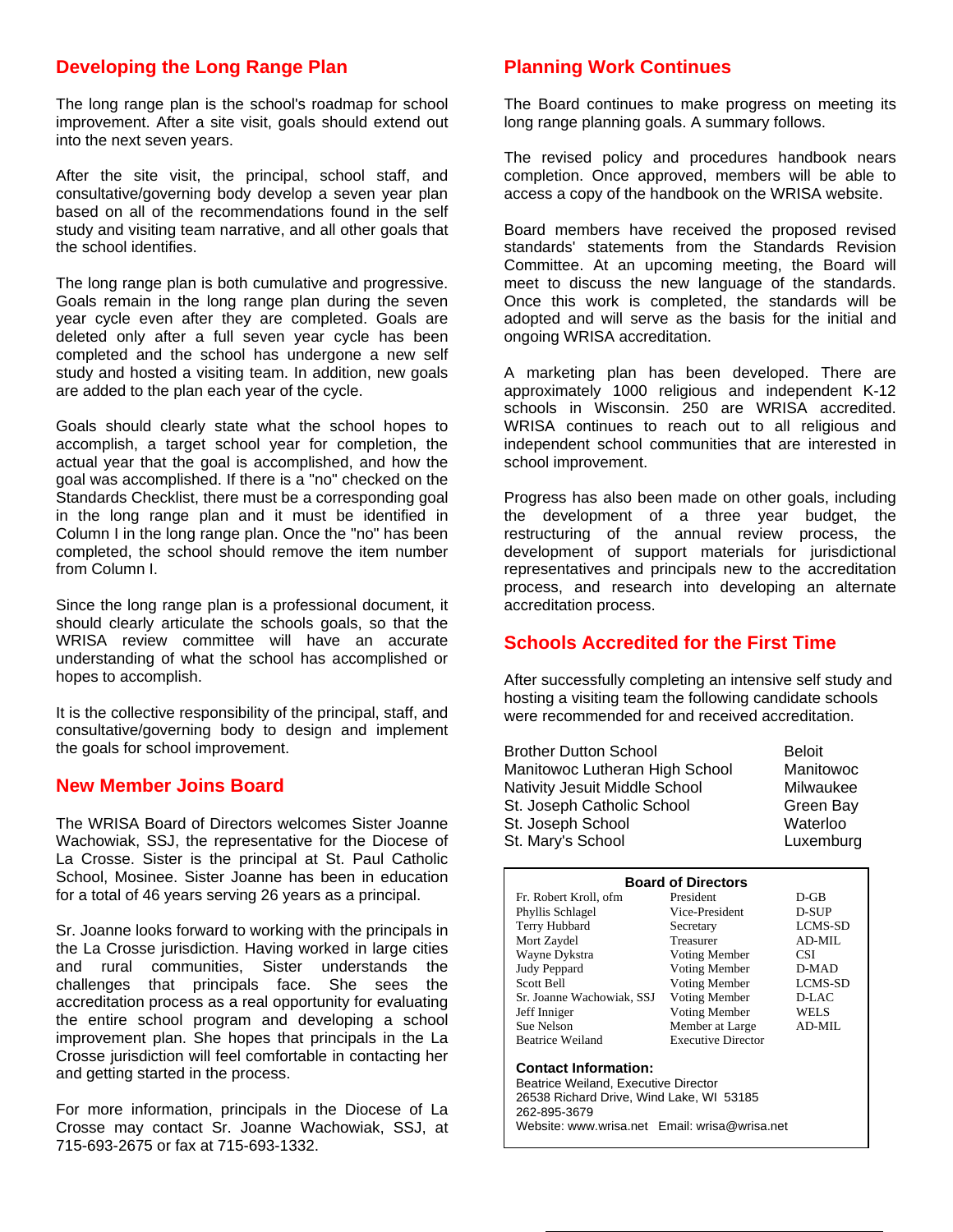## Developing the Long Range Plan

The long range plan is the school's roadmap for school improvement. After a site visit, goals should extend out into the next seven years.

After the site visit, the principal, school staff, and consultative/governing body develop a seven year plan based on all of the recommendations found in the self study and visiting team narrative, and all other goals that the school identifies.

The long range plan is both cumulative and progressive. Goals remain in the long range plan during the seven year cycle even after they are completed. Goals are deleted only after a full seven year cycle has been completed and the school has undergone a new self study and hosted a visiting team. In addition, new goals are added to the plan each year of the cycle.

Goals should clearly state what the school hopes to accomplish, a target school year for completion, the actual year that the goal is accomplished, and how the goal was accomplished. If there is a "no" checked on the Standards Checklist, there must be a corresponding goal in the long range plan and it must be identified in Column I in the long range plan. Once the "no" has been completed, the school should remove the item number from Column I.

Since the long range plan is a professional document, it should clearly articulate the schools goals, so that the WRISA review committee will have an accurate understanding of what the school has accomplished or hopes to accomplish.

It is the collective responsibility of the principal, staff, and consultative/governing body to design and implement the goals for school improvement.

## New Member Joins Board

The WRISA Board of Directors welcomes Sister Joanne Wachowiak, SSJ, the representative for the Diocese of La Crosse. Sister is the principal at St. Paul Catholic School, Mosinee. Sister Joanne has been in education for a total of 46 years serving 26 years as a principal.

Sr. Joanne looks forward to working with the principals in the La Crosse jurisdiction. Having worked in large cities and rural communities, Sister understands the challenges that principals face. She sees the accreditation process as a real opportunity for evaluating the entire school program and developing a school improvement plan. She hopes that principals in the La Crosse jurisdiction will feel comfortable in contacting her and getting started in the process.

For more information, principals in the Diocese of La Crosse may contact Sr. Joanne Wachowiak, SSJ, at 715-693-2675 or fax at 715-693-1332.

## Planning Work Continues

The Board continues to make progress on meeting its long range planning goals. A summary follows.

The revised policy and procedures handbook nears completion. Once approved, members will be able to access a copy of the handbook on the WRISA website.

Board members have received the proposed revised standards' statements from the Standards Revision Committee. At an upcoming meeting, the Board will meet to discuss the new language of the standards. Once this work is completed, the standards will be adopted and will serve as the basis for the initial and ongoing WRISA accreditation.

A marketing plan has been developed. There are approximately 1000 religious and independent K-12 schools in Wisconsin. 250 are WRISA accredited. WRISA continues to reach out to all religious and independent school communities that are interested in school improvement.

Progress has also been made on other goals, including the development of a three year budget, the restructuring of the annual review process, the development of support materials for jurisdictional representatives and principals new to the accreditation process, and research into developing an alternate accreditation process.

## Schools Accredited for the First Time

After successfully completing an intensive self study and hosting a visiting team the following candidate schools were recommended for and received accreditation.

| | |
|---|---|
| Brother Dutton School | Beloit |
| Manitowoc Lutheran High School | Manitowoc |
| Nativity Jesuit Middle School | Milwaukee |
| St. Joseph Catholic School | Green Bay |
| St. Joseph School | Waterloo |
| St. Mary's School | Luxemburg |

**Board of Directors**

| | | |
|---|---|---|
| Fr. Robert Kroll, ofm | President | D-GB |
| Phyllis Schlagel | Vice-President | D-SUP |
| Terry Hubbard | Secretary | LCMS-SD |
| Mort Zaydel | Treasurer | AD-MIL |
| Wayne Dykstra | Voting Member | CSI |
| Judy Peppard | Voting Member | D-MAD |
| Scott Bell | Voting Member | LCMS-SD |
| Sr. Joanne Wachowiak, SSJ | Voting Member | D-LAC |
| Jeff Inniger | Voting Member | WELS |
| Sue Nelson | Member at Large | AD-MIL |
| Beatrice Weiland | Executive Director | |

**Contact Information:**
Beatrice Weiland, Executive Director
26538 Richard Drive, Wind Lake, WI 53185
262-895-3679
Website: www.wrisa.net Email: wrisa@wrisa.net